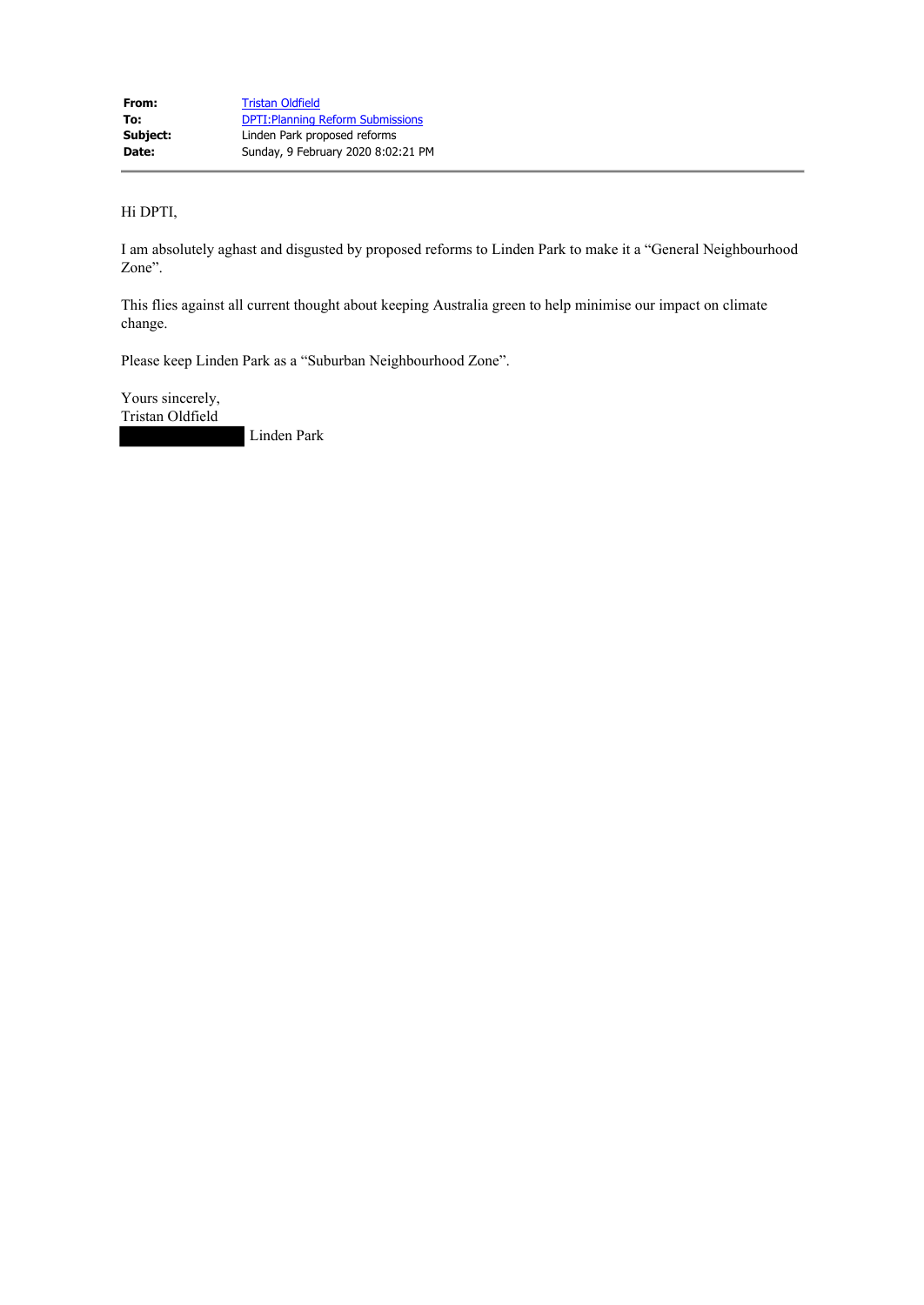| | |
|---|---|
| **From:** | Tristan Oldfield |
| **To:** | DPTI:Planning Reform Submissions |
| **Subject:** | Linden Park proposed reforms |
| **Date:** | Sunday, 9 February 2020 8:02:21 PM |

---

Hi DPTI,

I am absolutely aghast and disgusted by proposed reforms to Linden Park to make it a "General Neighbourhood Zone".

This flies against all current thought about keeping Australia green to help minimise our impact on climate change.

Please keep Linden Park as a "Suburban Neighbourhood Zone".

Yours sincerely,  
Tristan Oldfield  
████████ Linden Park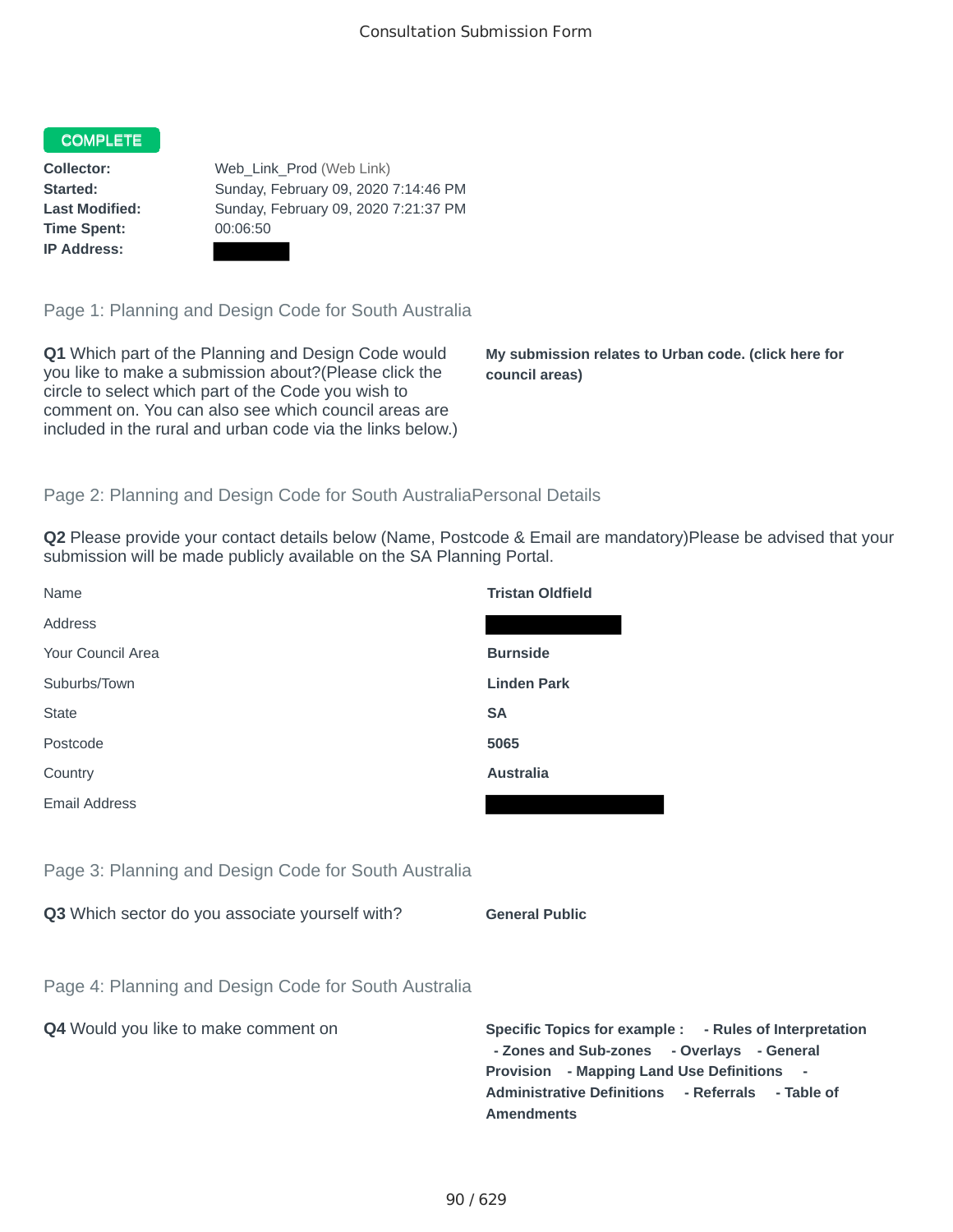# Consultation Submission Form

**COMPLETE**

**Collector:** Web_Link_Prod (Web Link)
**Started:** Sunday, February 09, 2020 7:14:46 PM
**Last Modified:** Sunday, February 09, 2020 7:21:37 PM
**Time Spent:** 00:06:50
**IP Address:**

## Page 1: Planning and Design Code for South Australia

**Q1** Which part of the Planning and Design Code would you like to make a submission about?(Please click the circle to select which part of the Code you wish to comment on. You can also see which council areas are included in the rural and urban code via the links below.)

**My submission relates to Urban code. (click here for council areas)**

## Page 2: Planning and Design Code for South AustraliaPersonal Details

**Q2** Please provide your contact details below (Name, Postcode & Email are mandatory)Please be advised that your submission will be made publicly available on the SA Planning Portal.

| | |
|---|---|
| Name | **Tristan Oldfield** |
| Address | |
| Your Council Area | **Burnside** |
| Suburbs/Town | **Linden Park** |
| State | **SA** |
| Postcode | **5065** |
| Country | **Australia** |
| Email Address | |

## Page 3: Planning and Design Code for South Australia

**Q3** Which sector do you associate yourself with?

**General Public**

## Page 4: Planning and Design Code for South Australia

**Q4** Would you like to make comment on

**Specific Topics for example : - Rules of Interpretation - Zones and Sub-zones - Overlays - General Provision - Mapping Land Use Definitions - Administrative Definitions - Referrals - Table of Amendments**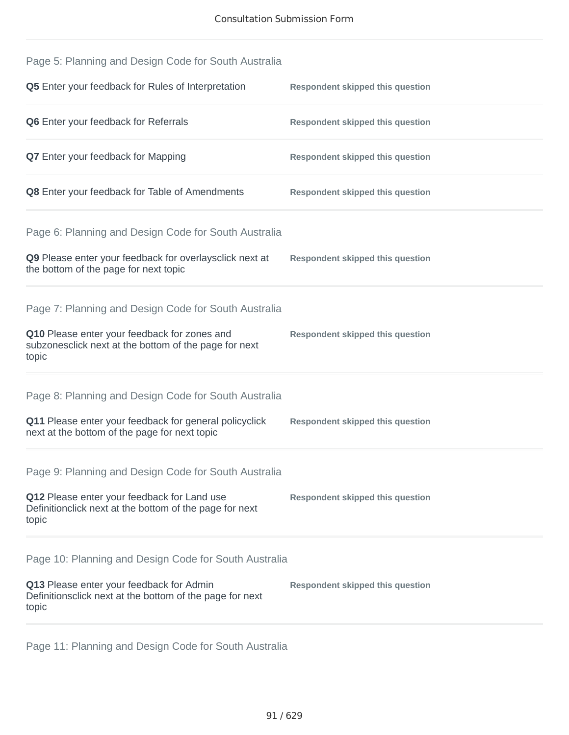## Page 5: Planning and Design Code for South Australia

**Q5** Enter your feedback for Rules of Interpretation — **Respondent skipped this question**

**Q6** Enter your feedback for Referrals — **Respondent skipped this question**

**Q7** Enter your feedback for Mapping — **Respondent skipped this question**

**Q8** Enter your feedback for Table of Amendments — **Respondent skipped this question**

## Page 6: Planning and Design Code for South Australia

**Q9** Please enter your feedback for overlaysclick next at the bottom of the page for next topic — **Respondent skipped this question**

## Page 7: Planning and Design Code for South Australia

**Q10** Please enter your feedback for zones and subzonesclick next at the bottom of the page for next topic — **Respondent skipped this question**

## Page 8: Planning and Design Code for South Australia

**Q11** Please enter your feedback for general policyclick next at the bottom of the page for next topic — **Respondent skipped this question**

## Page 9: Planning and Design Code for South Australia

**Q12** Please enter your feedback for Land use Definitionclick next at the bottom of the page for next topic — **Respondent skipped this question**

## Page 10: Planning and Design Code for South Australia

**Q13** Please enter your feedback for Admin Definitionsclick next at the bottom of the page for next topic — **Respondent skipped this question**

## Page 11: Planning and Design Code for South Australia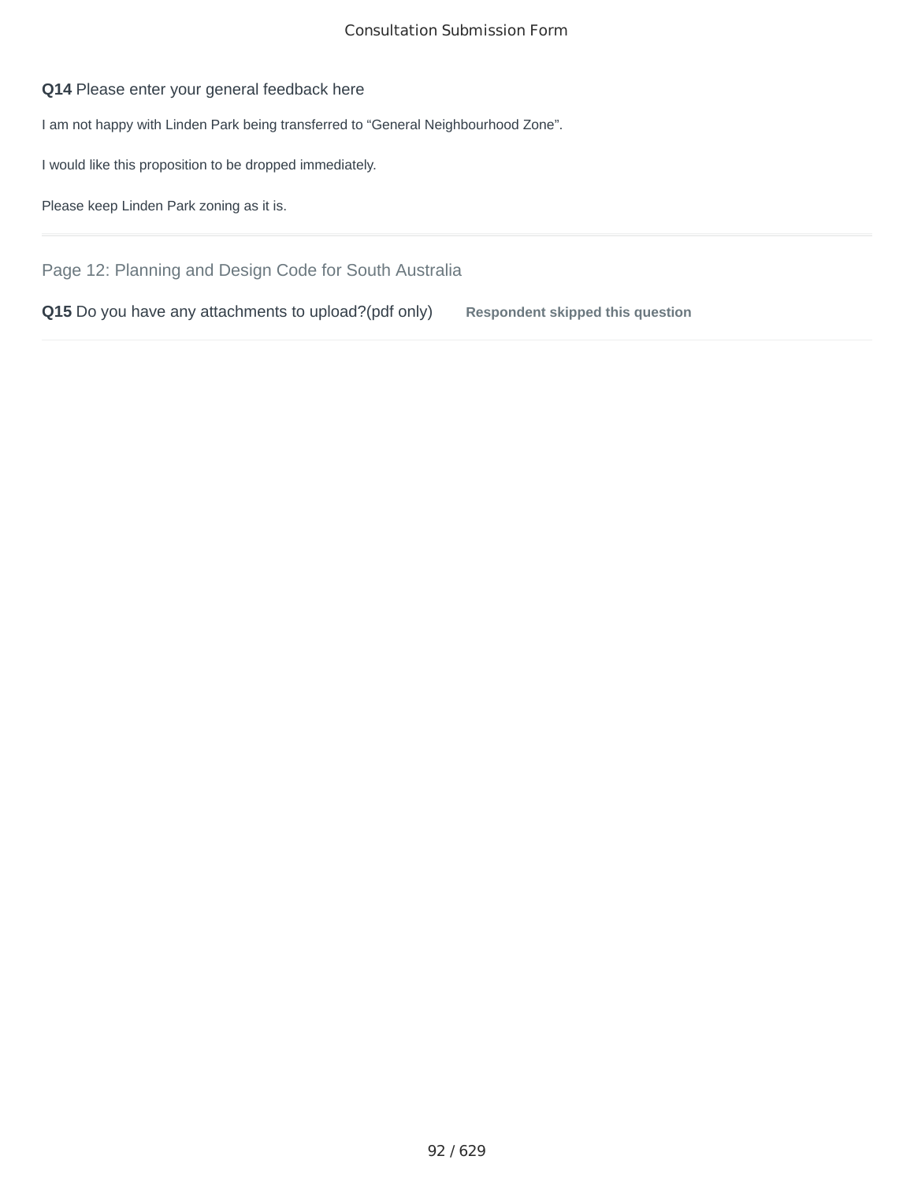**Q14** Please enter your general feedback here

I am not happy with Linden Park being transferred to “General Neighbourhood Zone”.

I would like this proposition to be dropped immediately.

Please keep Linden Park zoning as it is.

## Page 12: Planning and Design Code for South Australia

**Q15** Do you have any attachments to upload?(pdf only) **Respondent skipped this question**